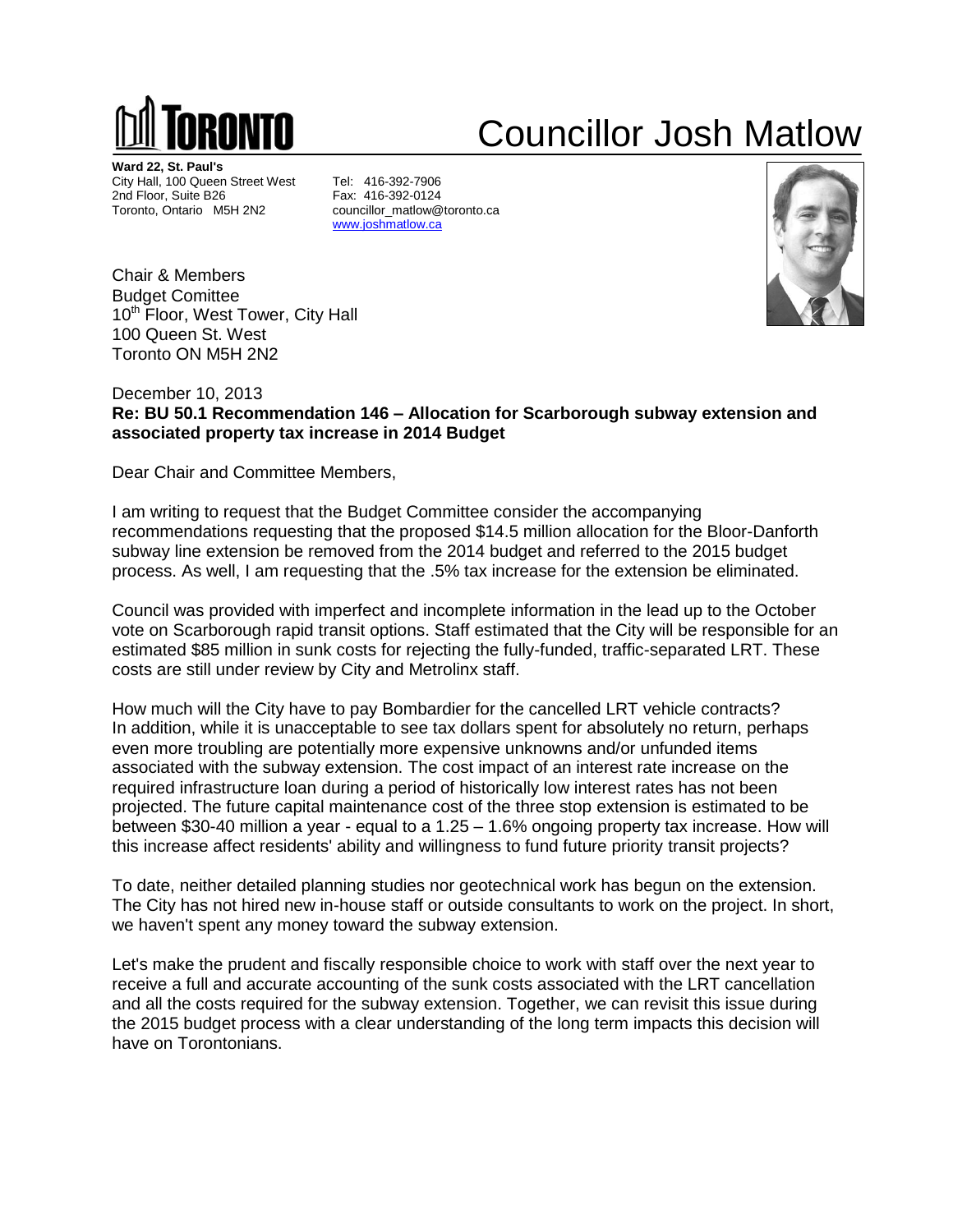# TORONTO

# Councillor Josh Matlow

**Ward 22, St. Paul's**
City Hall, 100 Queen Street West
2nd Floor, Suite B26
Toronto, Ontario M5H 2N2

Tel: 416-392-7906
Fax: 416-392-0124
councillor_matlow@toronto.ca
www.joshmatlow.ca

Chair & Members
Budget Comittee
10th Floor, West Tower, City Hall
100 Queen St. West
Toronto ON M5H 2N2

December 10, 2013
**Re: BU 50.1 Recommendation 146 – Allocation for Scarborough subway extension and associated property tax increase in 2014 Budget**

Dear Chair and Committee Members,

I am writing to request that the Budget Committee consider the accompanying recommendations requesting that the proposed $14.5 million allocation for the Bloor-Danforth subway line extension be removed from the 2014 budget and referred to the 2015 budget process. As well, I am requesting that the .5% tax increase for the extension be eliminated.

Council was provided with imperfect and incomplete information in the lead up to the October vote on Scarborough rapid transit options. Staff estimated that the City will be responsible for an estimated $85 million in sunk costs for rejecting the fully-funded, traffic-separated LRT. These costs are still under review by City and Metrolinx staff.

How much will the City have to pay Bombardier for the cancelled LRT vehicle contracts? In addition, while it is unacceptable to see tax dollars spent for absolutely no return, perhaps even more troubling are potentially more expensive unknowns and/or unfunded items associated with the subway extension. The cost impact of an interest rate increase on the required infrastructure loan during a period of historically low interest rates has not been projected. The future capital maintenance cost of the three stop extension is estimated to be between $30-40 million a year - equal to a 1.25 – 1.6% ongoing property tax increase. How will this increase affect residents' ability and willingness to fund future priority transit projects?

To date, neither detailed planning studies nor geotechnical work has begun on the extension. The City has not hired new in-house staff or outside consultants to work on the project. In short, we haven't spent any money toward the subway extension.

Let's make the prudent and fiscally responsible choice to work with staff over the next year to receive a full and accurate accounting of the sunk costs associated with the LRT cancellation and all the costs required for the subway extension. Together, we can revisit this issue during the 2015 budget process with a clear understanding of the long term impacts this decision will have on Torontonians.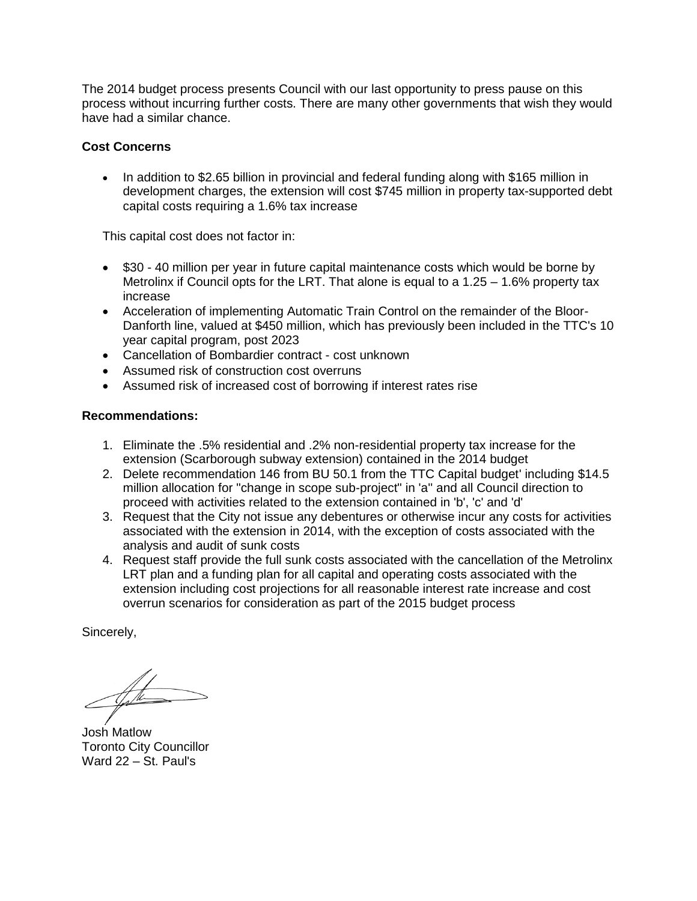The 2014 budget process presents Council with our last opportunity to press pause on this process without incurring further costs. There are many other governments that wish they would have had a similar chance.

**Cost Concerns**

- In addition to $2.65 billion in provincial and federal funding along with $165 million in development charges, the extension will cost $745 million in property tax-supported debt capital costs requiring a 1.6% tax increase

This capital cost does not factor in:

- $30 - 40 million per year in future capital maintenance costs which would be borne by Metrolinx if Council opts for the LRT. That alone is equal to a 1.25 – 1.6% property tax increase
- Acceleration of implementing Automatic Train Control on the remainder of the Bloor-Danforth line, valued at $450 million, which has previously been included in the TTC's 10 year capital program, post 2023
- Cancellation of Bombardier contract - cost unknown
- Assumed risk of construction cost overruns
- Assumed risk of increased cost of borrowing if interest rates rise

**Recommendations:**

1. Eliminate the .5% residential and .2% non-residential property tax increase for the extension (Scarborough subway extension) contained in the 2014 budget
2. Delete recommendation 146 from BU 50.1 from the TTC Capital budget' including $14.5 million allocation for "change in scope sub-project" in 'a" and all Council direction to proceed with activities related to the extension contained in 'b', 'c' and 'd'
3. Request that the City not issue any debentures or otherwise incur any costs for activities associated with the extension in 2014, with the exception of costs associated with the analysis and audit of sunk costs
4. Request staff provide the full sunk costs associated with the cancellation of the Metrolinx LRT plan and a funding plan for all capital and operating costs associated with the extension including cost projections for all reasonable interest rate increase and cost overrun scenarios for consideration as part of the 2015 budget process

Sincerely,

Josh Matlow
Toronto City Councillor
Ward 22 – St. Paul's